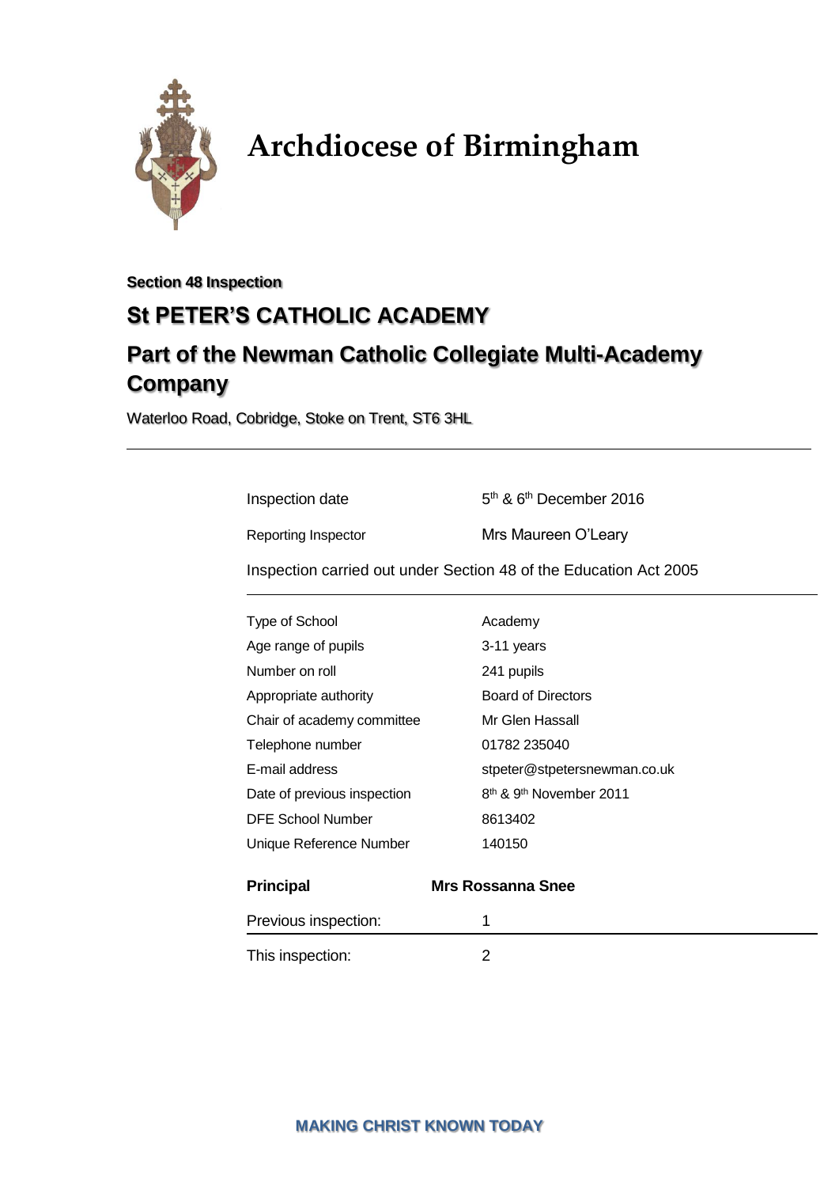# Archdiocese of Birmingham

**Section 48 Inspection**

## St PETER'S CATHOLIC ACADEMY

## Part of the Newman Catholic Collegiate Multi-Academy Company

Waterloo Road, Cobridge, Stoke on Trent, ST6 3HL

| | |
|---|---|
| Inspection date | 5th & 6th December 2016 |
| Reporting Inspector | Mrs Maureen O'Leary |

Inspection carried out under Section 48 of the Education Act 2005

| | |
|---|---|
| Type of School | Academy |
| Age range of pupils | 3-11 years |
| Number on roll | 241 pupils |
| Appropriate authority | Board of Directors |
| Chair of academy committee | Mr Glen Hassall |
| Telephone number | 01782 235040 |
| E-mail address | stpeter@stpetersnewman.co.uk |
| Date of previous inspection | 8th & 9th November 2011 |
| DFE School Number | 8613402 |
| Unique Reference Number | 140150 |

**Principal** **Mrs Rossanna Snee**

| | |
|---|---|
| Previous inspection: | 1 |
| This inspection: | 2 |

**MAKING CHRIST KNOWN TODAY**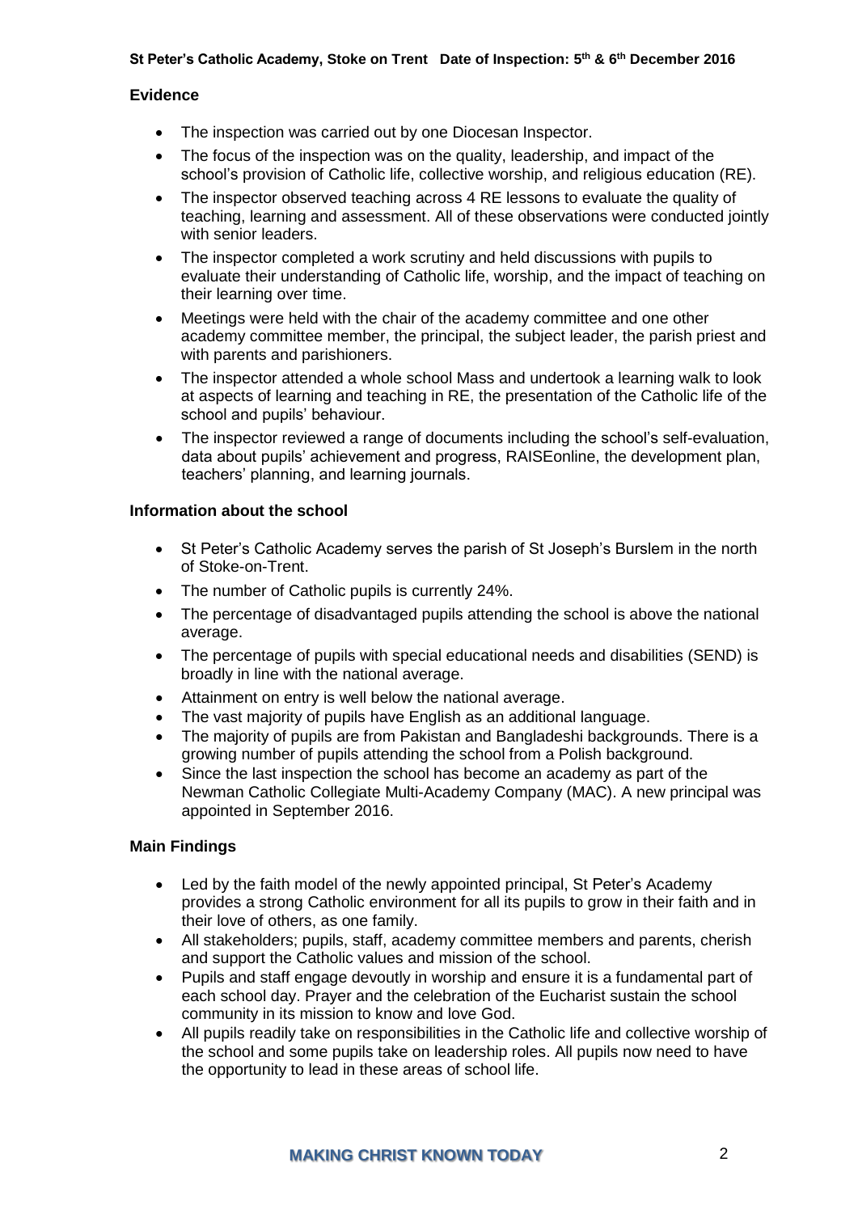## Evidence

- The inspection was carried out by one Diocesan Inspector.
- The focus of the inspection was on the quality, leadership, and impact of the school's provision of Catholic life, collective worship, and religious education (RE).
- The inspector observed teaching across 4 RE lessons to evaluate the quality of teaching, learning and assessment. All of these observations were conducted jointly with senior leaders.
- The inspector completed a work scrutiny and held discussions with pupils to evaluate their understanding of Catholic life, worship, and the impact of teaching on their learning over time.
- Meetings were held with the chair of the academy committee and one other academy committee member, the principal, the subject leader, the parish priest and with parents and parishioners.
- The inspector attended a whole school Mass and undertook a learning walk to look at aspects of learning and teaching in RE, the presentation of the Catholic life of the school and pupils' behaviour.
- The inspector reviewed a range of documents including the school's self-evaluation, data about pupils' achievement and progress, RAISEonline, the development plan, teachers' planning, and learning journals.

## Information about the school

- St Peter's Catholic Academy serves the parish of St Joseph's Burslem in the north of Stoke-on-Trent.
- The number of Catholic pupils is currently 24%.
- The percentage of disadvantaged pupils attending the school is above the national average.
- The percentage of pupils with special educational needs and disabilities (SEND) is broadly in line with the national average.
- Attainment on entry is well below the national average.
- The vast majority of pupils have English as an additional language.
- The majority of pupils are from Pakistan and Bangladeshi backgrounds. There is a growing number of pupils attending the school from a Polish background.
- Since the last inspection the school has become an academy as part of the Newman Catholic Collegiate Multi-Academy Company (MAC). A new principal was appointed in September 2016.

## Main Findings

- Led by the faith model of the newly appointed principal, St Peter's Academy provides a strong Catholic environment for all its pupils to grow in their faith and in their love of others, as one family.
- All stakeholders; pupils, staff, academy committee members and parents, cherish and support the Catholic values and mission of the school.
- Pupils and staff engage devoutly in worship and ensure it is a fundamental part of each school day. Prayer and the celebration of the Eucharist sustain the school community in its mission to know and love God.
- All pupils readily take on responsibilities in the Catholic life and collective worship of the school and some pupils take on leadership roles. All pupils now need to have the opportunity to lead in these areas of school life.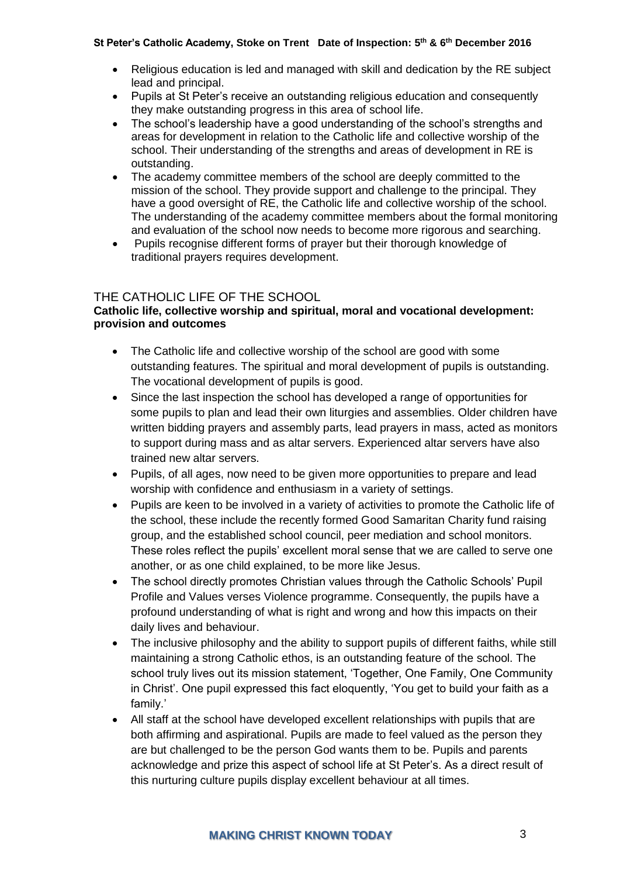- Religious education is led and managed with skill and dedication by the RE subject lead and principal.
- Pupils at St Peter's receive an outstanding religious education and consequently they make outstanding progress in this area of school life.
- The school's leadership have a good understanding of the school's strengths and areas for development in relation to the Catholic life and collective worship of the school. Their understanding of the strengths and areas of development in RE is outstanding.
- The academy committee members of the school are deeply committed to the mission of the school. They provide support and challenge to the principal. They have a good oversight of RE, the Catholic life and collective worship of the school. The understanding of the academy committee members about the formal monitoring and evaluation of the school now needs to become more rigorous and searching.
- Pupils recognise different forms of prayer but their thorough knowledge of traditional prayers requires development.

## THE CATHOLIC LIFE OF THE SCHOOL

**Catholic life, collective worship and spiritual, moral and vocational development: provision and outcomes**

- The Catholic life and collective worship of the school are good with some outstanding features. The spiritual and moral development of pupils is outstanding. The vocational development of pupils is good.
- Since the last inspection the school has developed a range of opportunities for some pupils to plan and lead their own liturgies and assemblies. Older children have written bidding prayers and assembly parts, lead prayers in mass, acted as monitors to support during mass and as altar servers. Experienced altar servers have also trained new altar servers.
- Pupils, of all ages, now need to be given more opportunities to prepare and lead worship with confidence and enthusiasm in a variety of settings.
- Pupils are keen to be involved in a variety of activities to promote the Catholic life of the school, these include the recently formed Good Samaritan Charity fund raising group, and the established school council, peer mediation and school monitors. These roles reflect the pupils' excellent moral sense that we are called to serve one another, or as one child explained, to be more like Jesus.
- The school directly promotes Christian values through the Catholic Schools' Pupil Profile and Values verses Violence programme. Consequently, the pupils have a profound understanding of what is right and wrong and how this impacts on their daily lives and behaviour.
- The inclusive philosophy and the ability to support pupils of different faiths, while still maintaining a strong Catholic ethos, is an outstanding feature of the school. The school truly lives out its mission statement, 'Together, One Family, One Community in Christ'. One pupil expressed this fact eloquently, 'You get to build your faith as a family.'
- All staff at the school have developed excellent relationships with pupils that are both affirming and aspirational. Pupils are made to feel valued as the person they are but challenged to be the person God wants them to be. Pupils and parents acknowledge and prize this aspect of school life at St Peter's. As a direct result of this nurturing culture pupils display excellent behaviour at all times.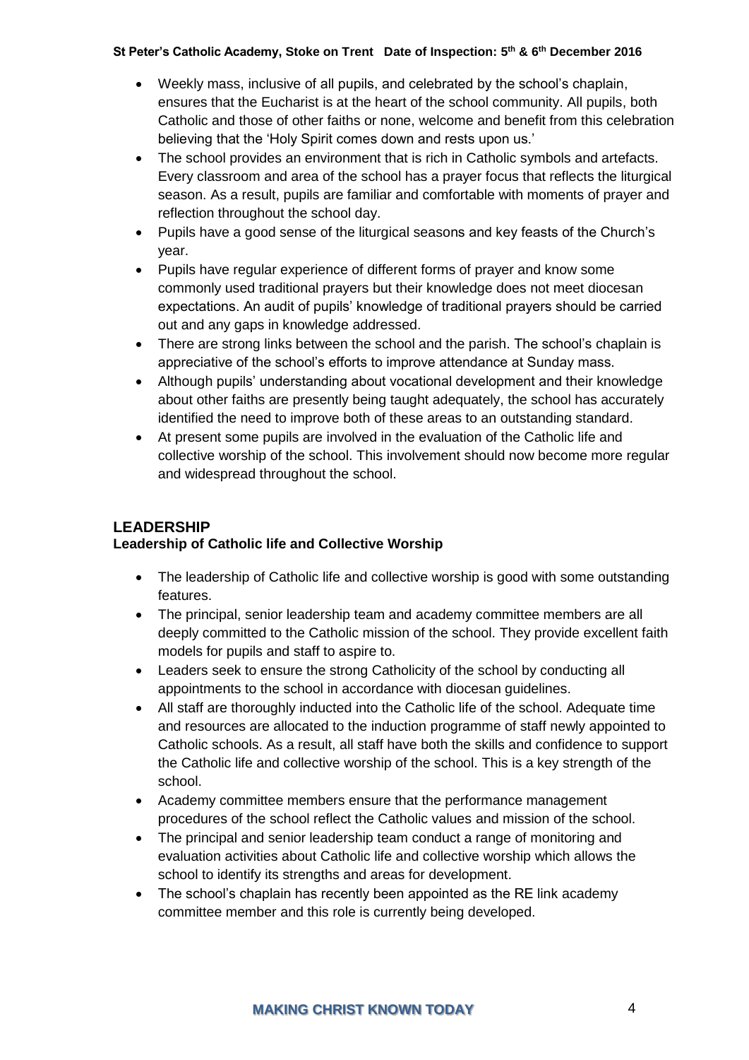- Weekly mass, inclusive of all pupils, and celebrated by the school's chaplain, ensures that the Eucharist is at the heart of the school community. All pupils, both Catholic and those of other faiths or none, welcome and benefit from this celebration believing that the 'Holy Spirit comes down and rests upon us.'
- The school provides an environment that is rich in Catholic symbols and artefacts. Every classroom and area of the school has a prayer focus that reflects the liturgical season. As a result, pupils are familiar and comfortable with moments of prayer and reflection throughout the school day.
- Pupils have a good sense of the liturgical seasons and key feasts of the Church's year.
- Pupils have regular experience of different forms of prayer and know some commonly used traditional prayers but their knowledge does not meet diocesan expectations. An audit of pupils' knowledge of traditional prayers should be carried out and any gaps in knowledge addressed.
- There are strong links between the school and the parish. The school's chaplain is appreciative of the school's efforts to improve attendance at Sunday mass.
- Although pupils' understanding about vocational development and their knowledge about other faiths are presently being taught adequately, the school has accurately identified the need to improve both of these areas to an outstanding standard.
- At present some pupils are involved in the evaluation of the Catholic life and collective worship of the school. This involvement should now become more regular and widespread throughout the school.

## LEADERSHIP

### Leadership of Catholic life and Collective Worship

- The leadership of Catholic life and collective worship is good with some outstanding features.
- The principal, senior leadership team and academy committee members are all deeply committed to the Catholic mission of the school. They provide excellent faith models for pupils and staff to aspire to.
- Leaders seek to ensure the strong Catholicity of the school by conducting all appointments to the school in accordance with diocesan guidelines.
- All staff are thoroughly inducted into the Catholic life of the school. Adequate time and resources are allocated to the induction programme of staff newly appointed to Catholic schools. As a result, all staff have both the skills and confidence to support the Catholic life and collective worship of the school. This is a key strength of the school.
- Academy committee members ensure that the performance management procedures of the school reflect the Catholic values and mission of the school.
- The principal and senior leadership team conduct a range of monitoring and evaluation activities about Catholic life and collective worship which allows the school to identify its strengths and areas for development.
- The school's chaplain has recently been appointed as the RE link academy committee member and this role is currently being developed.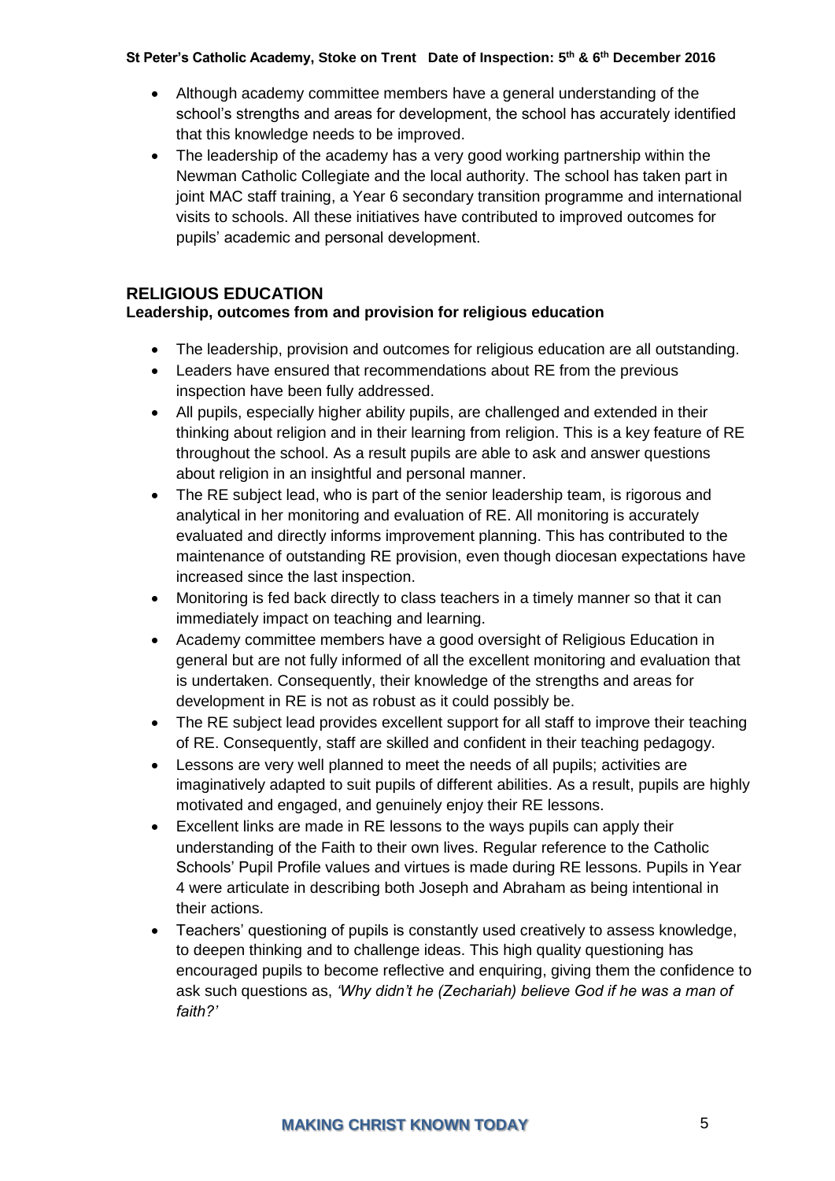- Although academy committee members have a general understanding of the school's strengths and areas for development, the school has accurately identified that this knowledge needs to be improved.
- The leadership of the academy has a very good working partnership within the Newman Catholic Collegiate and the local authority. The school has taken part in joint MAC staff training, a Year 6 secondary transition programme and international visits to schools. All these initiatives have contributed to improved outcomes for pupils' academic and personal development.

## RELIGIOUS EDUCATION

### Leadership, outcomes from and provision for religious education

- The leadership, provision and outcomes for religious education are all outstanding.
- Leaders have ensured that recommendations about RE from the previous inspection have been fully addressed.
- All pupils, especially higher ability pupils, are challenged and extended in their thinking about religion and in their learning from religion. This is a key feature of RE throughout the school. As a result pupils are able to ask and answer questions about religion in an insightful and personal manner.
- The RE subject lead, who is part of the senior leadership team, is rigorous and analytical in her monitoring and evaluation of RE. All monitoring is accurately evaluated and directly informs improvement planning. This has contributed to the maintenance of outstanding RE provision, even though diocesan expectations have increased since the last inspection.
- Monitoring is fed back directly to class teachers in a timely manner so that it can immediately impact on teaching and learning.
- Academy committee members have a good oversight of Religious Education in general but are not fully informed of all the excellent monitoring and evaluation that is undertaken. Consequently, their knowledge of the strengths and areas for development in RE is not as robust as it could possibly be.
- The RE subject lead provides excellent support for all staff to improve their teaching of RE. Consequently, staff are skilled and confident in their teaching pedagogy.
- Lessons are very well planned to meet the needs of all pupils; activities are imaginatively adapted to suit pupils of different abilities. As a result, pupils are highly motivated and engaged, and genuinely enjoy their RE lessons.
- Excellent links are made in RE lessons to the ways pupils can apply their understanding of the Faith to their own lives. Regular reference to the Catholic Schools' Pupil Profile values and virtues is made during RE lessons. Pupils in Year 4 were articulate in describing both Joseph and Abraham as being intentional in their actions.
- Teachers' questioning of pupils is constantly used creatively to assess knowledge, to deepen thinking and to challenge ideas. This high quality questioning has encouraged pupils to become reflective and enquiring, giving them the confidence to ask such questions as, *'Why didn't he (Zechariah) believe God if he was a man of faith?'*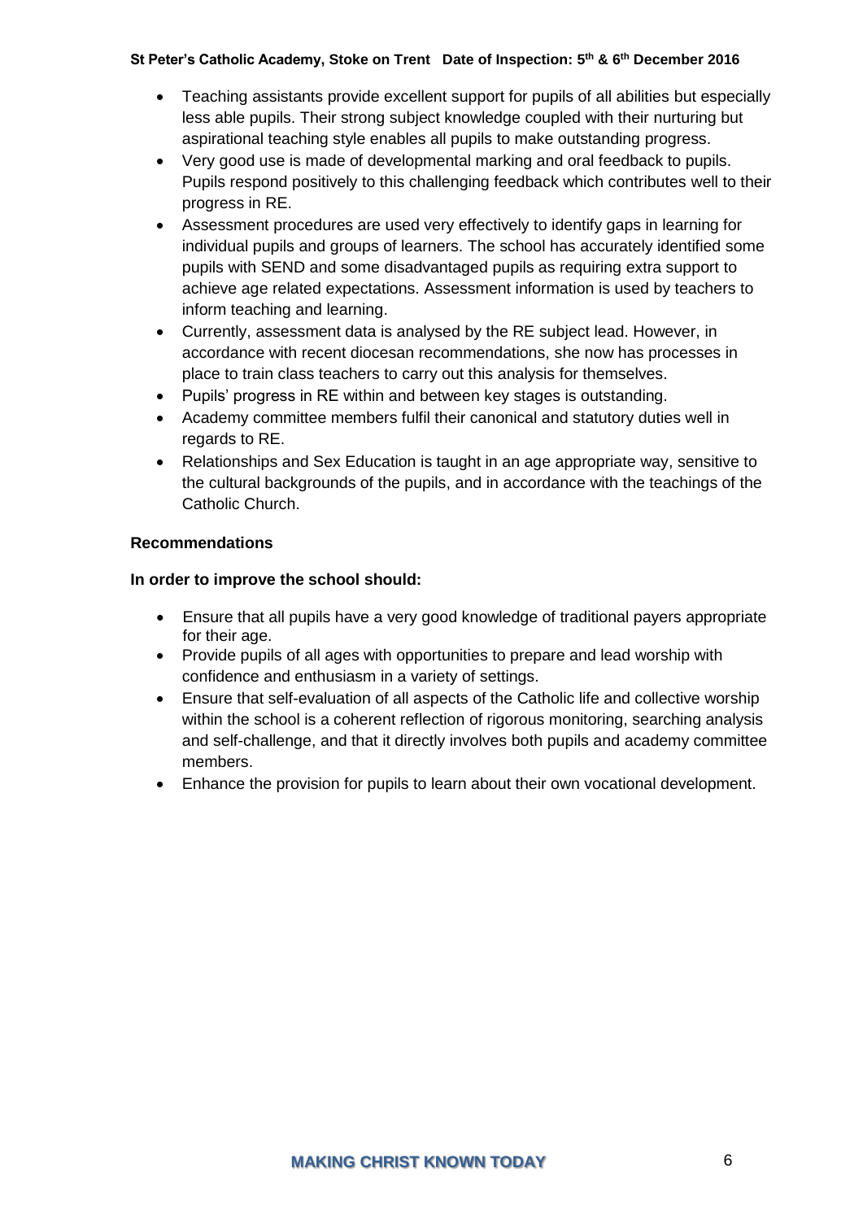- Teaching assistants provide excellent support for pupils of all abilities but especially less able pupils. Their strong subject knowledge coupled with their nurturing but aspirational teaching style enables all pupils to make outstanding progress.
- Very good use is made of developmental marking and oral feedback to pupils. Pupils respond positively to this challenging feedback which contributes well to their progress in RE.
- Assessment procedures are used very effectively to identify gaps in learning for individual pupils and groups of learners. The school has accurately identified some pupils with SEND and some disadvantaged pupils as requiring extra support to achieve age related expectations. Assessment information is used by teachers to inform teaching and learning.
- Currently, assessment data is analysed by the RE subject lead. However, in accordance with recent diocesan recommendations, she now has processes in place to train class teachers to carry out this analysis for themselves.
- Pupils' progress in RE within and between key stages is outstanding.
- Academy committee members fulfil their canonical and statutory duties well in regards to RE.
- Relationships and Sex Education is taught in an age appropriate way, sensitive to the cultural backgrounds of the pupils, and in accordance with the teachings of the Catholic Church.

**Recommendations**

**In order to improve the school should:**

- Ensure that all pupils have a very good knowledge of traditional payers appropriate for their age.
- Provide pupils of all ages with opportunities to prepare and lead worship with confidence and enthusiasm in a variety of settings.
- Ensure that self-evaluation of all aspects of the Catholic life and collective worship within the school is a coherent reflection of rigorous monitoring, searching analysis and self-challenge, and that it directly involves both pupils and academy committee members.
- Enhance the provision for pupils to learn about their own vocational development.